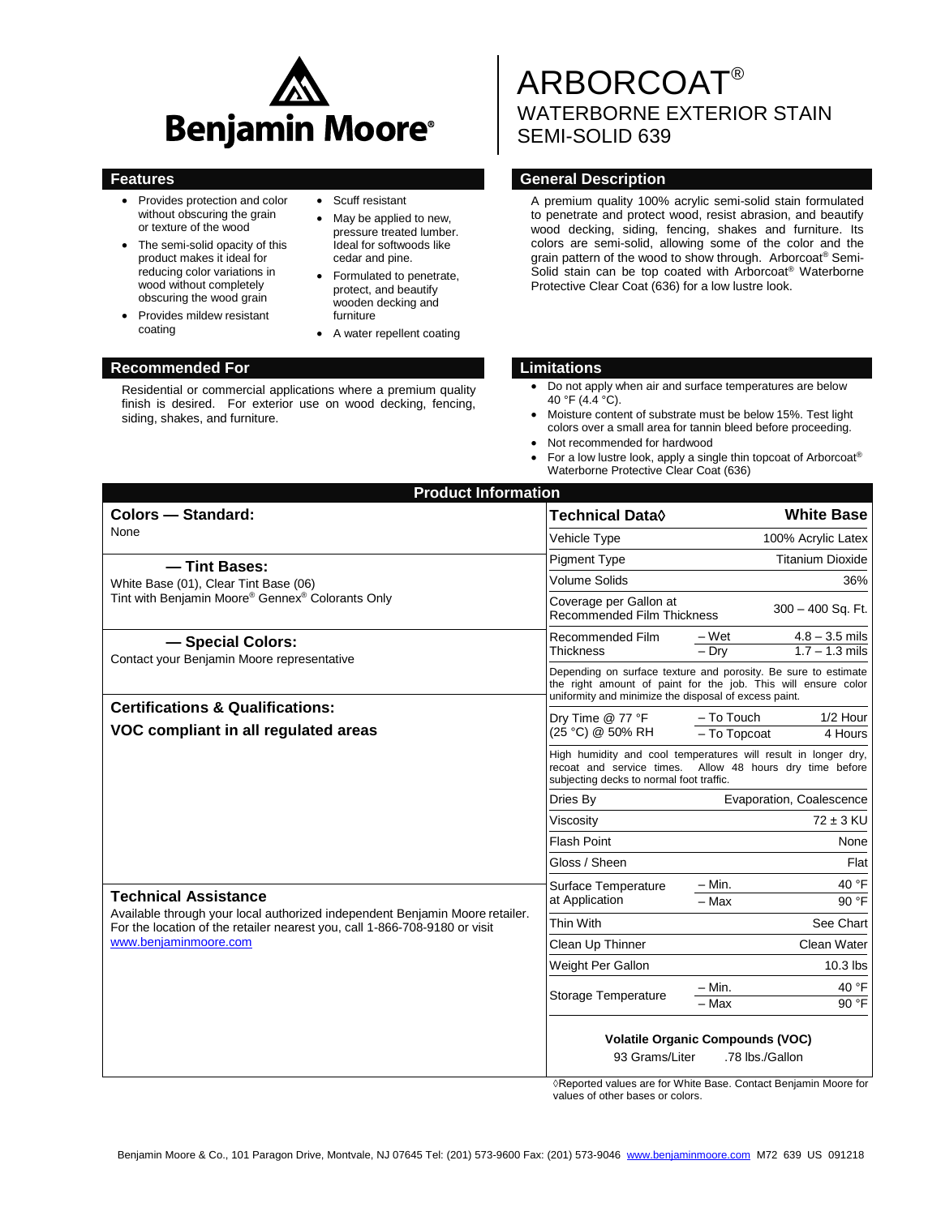Benjamin Moore®

# ARBORCOAT®
## WATERBORNE EXTERIOR STAIN
## SEMI-SOLID 639

## Features

- Provides protection and color without obscuring the grain or texture of the wood
- The semi-solid opacity of this product makes it ideal for reducing color variations in wood without completely obscuring the wood grain
- Provides mildew resistant coating
- Scuff resistant
- May be applied to new, pressure treated lumber. Ideal for softwoods like cedar and pine.
- Formulated to penetrate, protect, and beautify wooden decking and furniture
- A water repellent coating

## General Description

A premium quality 100% acrylic semi-solid stain formulated to penetrate and protect wood, resist abrasion, and beautify wood decking, siding, fencing, shakes and furniture. Its colors are semi-solid, allowing some of the color and the grain pattern of the wood to show through. Arborcoat® Semi-Solid stain can be top coated with Arborcoat® Waterborne Protective Clear Coat (636) for a low lustre look.

## Recommended For

Residential or commercial applications where a premium quality finish is desired. For exterior use on wood decking, fencing, siding, shakes, and furniture.

## Limitations

- Do not apply when air and surface temperatures are below 40 °F (4.4 °C).
- Moisture content of substrate must be below 15%. Test light colors over a small area for tannin bleed before proceeding.
- Not recommended for hardwood
- For a low lustre look, apply a single thin topcoat of Arborcoat® Waterborne Protective Clear Coat (636)

## Product Information

**Colors — Standard:**
None

**— Tint Bases:**
White Base (01), Clear Tint Base (06)
Tint with Benjamin Moore® Gennex® Colorants Only

**— Special Colors:**
Contact your Benjamin Moore representative

**Certifications & Qualifications:**

**VOC compliant in all regulated areas**

**Technical Assistance**

Available through your local authorized independent Benjamin Moore retailer. For the location of the retailer nearest you, call 1-866-708-9180 or visit www.benjaminmoore.com

| Technical Data◊ | | White Base |
|---|---|---|
| Vehicle Type | | 100% Acrylic Latex |
| Pigment Type | | Titanium Dioxide |
| Volume Solids | | 36% |
| Coverage per Gallon at Recommended Film Thickness | | 300 – 400 Sq. Ft. |
| Recommended Film Thickness | – Wet | 4.8 – 3.5 mils |
| | – Dry | 1.7 – 1.3 mils |
| Depending on surface texture and porosity. Be sure to estimate the right amount of paint for the job. This will ensure color uniformity and minimize the disposal of excess paint. | | |
| Dry Time @ 77 °F (25 °C) @ 50% RH | – To Touch | 1/2 Hour |
| | – To Topcoat | 4 Hours |
| High humidity and cool temperatures will result in longer dry, recoat and service times. Allow 48 hours dry time before subjecting decks to normal foot traffic. | | |
| Dries By | | Evaporation, Coalescence |
| Viscosity | | 72 ± 3 KU |
| Flash Point | | None |
| Gloss / Sheen | | Flat |
| Surface Temperature at Application | – Min. | 40 °F |
| | – Max | 90 °F |
| Thin With | | See Chart |
| Clean Up Thinner | | Clean Water |
| Weight Per Gallon | | 10.3 lbs |
| Storage Temperature | – Min. | 40 °F |
| | – Max | 90 °F |

**Volatile Organic Compounds (VOC)**
93 Grams/Liter .78 lbs./Gallon

◊Reported values are for White Base. Contact Benjamin Moore for values of other bases or colors.

Benjamin Moore & Co., 101 Paragon Drive, Montvale, NJ 07645 Tel: (201) 573-9600 Fax: (201) 573-9046 www.benjaminmoore.com M72 639 US 091218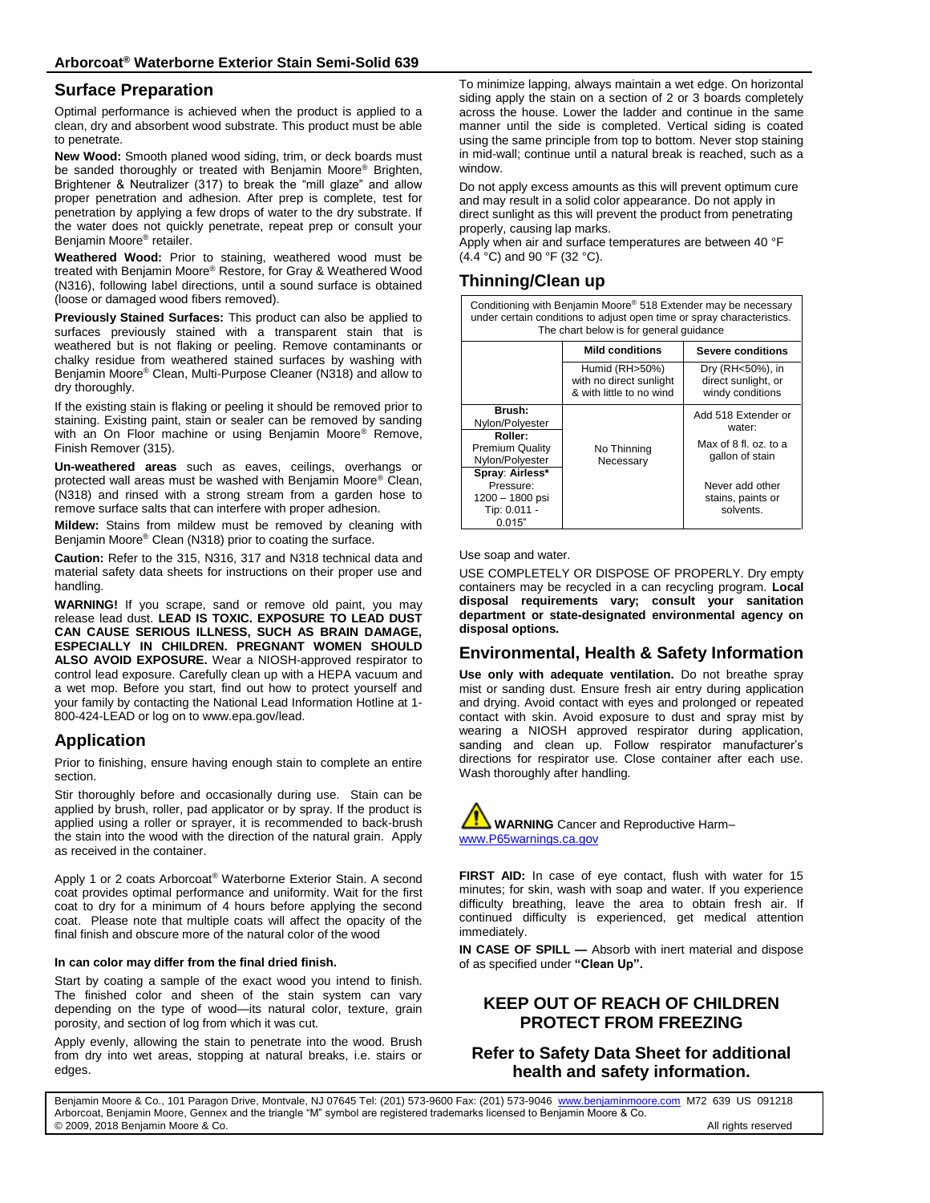## Surface Preparation

Optimal performance is achieved when the product is applied to a clean, dry and absorbent wood substrate. This product must be able to penetrate.

**New Wood:** Smooth planed wood siding, trim, or deck boards must be sanded thoroughly or treated with Benjamin Moore® Brighten, Brightener & Neutralizer (317) to break the "mill glaze" and allow proper penetration and adhesion. After prep is complete, test for penetration by applying a few drops of water to the dry substrate. If the water does not quickly penetrate, repeat prep or consult your Benjamin Moore® retailer.

**Weathered Wood:** Prior to staining, weathered wood must be treated with Benjamin Moore® Restore, for Gray & Weathered Wood (N316), following label directions, until a sound surface is obtained (loose or damaged wood fibers removed).

**Previously Stained Surfaces:** This product can also be applied to surfaces previously stained with a transparent stain that is weathered but is not flaking or peeling. Remove contaminants or chalky residue from weathered stained surfaces by washing with Benjamin Moore® Clean, Multi-Purpose Cleaner (N318) and allow to dry thoroughly.

If the existing stain is flaking or peeling it should be removed prior to staining. Existing paint, stain or sealer can be removed by sanding with an On Floor machine or using Benjamin Moore® Remove, Finish Remover (315).

**Un-weathered areas** such as eaves, ceilings, overhangs or protected wall areas must be washed with Benjamin Moore® Clean, (N318) and rinsed with a strong stream from a garden hose to remove surface salts that can interfere with proper adhesion.

**Mildew:** Stains from mildew must be removed by cleaning with Benjamin Moore® Clean (N318) prior to coating the surface.

**Caution:** Refer to the 315, N316, 317 and N318 technical data and material safety data sheets for instructions on their proper use and handling.

**WARNING!** If you scrape, sand or remove old paint, you may release lead dust. **LEAD IS TOXIC. EXPOSURE TO LEAD DUST CAN CAUSE SERIOUS ILLNESS, SUCH AS BRAIN DAMAGE, ESPECIALLY IN CHILDREN. PREGNANT WOMEN SHOULD ALSO AVOID EXPOSURE.** Wear a NIOSH-approved respirator to control lead exposure. Carefully clean up with a HEPA vacuum and a wet mop. Before you start, find out how to protect yourself and your family by contacting the National Lead Information Hotline at 1-800-424-LEAD or log on to www.epa.gov/lead.

## Application

Prior to finishing, ensure having enough stain to complete an entire section.

Stir thoroughly before and occasionally during use. Stain can be applied by brush, roller, pad applicator or by spray. If the product is applied using a roller or sprayer, it is recommended to back-brush the stain into the wood with the direction of the natural grain. Apply as received in the container.

Apply 1 or 2 coats Arborcoat® Waterborne Exterior Stain. A second coat provides optimal performance and uniformity. Wait for the first coat to dry for a minimum of 4 hours before applying the second coat. Please note that multiple coats will affect the opacity of the final finish and obscure more of the natural color of the wood

**In can color may differ from the final dried finish.**

Start by coating a sample of the exact wood you intend to finish. The finished color and sheen of the stain system can vary depending on the type of wood—its natural color, texture, grain porosity, and section of log from which it was cut.

Apply evenly, allowing the stain to penetrate into the wood. Brush from dry into wet areas, stopping at natural breaks, i.e. stairs or edges.

To minimize lapping, always maintain a wet edge. On horizontal siding apply the stain on a section of 2 or 3 boards completely across the house. Lower the ladder and continue in the same manner until the side is completed. Vertical siding is coated using the same principle from top to bottom. Never stop staining in mid-wall; continue until a natural break is reached, such as a window.

Do not apply excess amounts as this will prevent optimum cure and may result in a solid color appearance. Do not apply in direct sunlight as this will prevent the product from penetrating properly, causing lap marks.

Apply when air and surface temperatures are between 40 °F (4.4 °C) and 90 °F (32 °C).

## Thinning/Clean up

Conditioning with Benjamin Moore® 518 Extender may be necessary under certain conditions to adjust open time or spray characteristics. The chart below is for general guidance

| | Mild conditions | Severe conditions |
|---|---|---|
| | Humid (RH>50%) with no direct sunlight & with little to no wind | Dry (RH<50%), in direct sunlight, or windy conditions |
| **Brush:** Nylon/Polyester<br>**Roller:** Premium Quality Nylon/Polyester<br>**Spray: Airless*** Pressure: 1200 – 1800 psi Tip: 0.011 - 0.015" | No Thinning Necessary | Add 518 Extender or water:<br>Max of 8 fl. oz. to a gallon of stain<br>Never add other stains, paints or solvents. |

Use soap and water.

USE COMPLETELY OR DISPOSE OF PROPERLY. Dry empty containers may be recycled in a can recycling program. **Local disposal requirements vary; consult your sanitation department or state-designated environmental agency on disposal options.**

## Environmental, Health & Safety Information

**Use only with adequate ventilation.** Do not breathe spray mist or sanding dust. Ensure fresh air entry during application and drying. Avoid contact with eyes and prolonged or repeated contact with skin. Avoid exposure to dust and spray mist by wearing a NIOSH approved respirator during application, sanding and clean up. Follow respirator manufacturer's directions for respirator use. Close container after each use. Wash thoroughly after handling.

**WARNING** Cancer and Reproductive Harm– www.P65warnings.ca.gov

**FIRST AID:** In case of eye contact, flush with water for 15 minutes; for skin, wash with soap and water. If you experience difficulty breathing, leave the area to obtain fresh air. If continued difficulty is experienced, get medical attention immediately.

**IN CASE OF SPILL —** Absorb with inert material and dispose of as specified under **"Clean Up".**

### KEEP OUT OF REACH OF CHILDREN
### PROTECT FROM FREEZING

### Refer to Safety Data Sheet for additional health and safety information.

Benjamin Moore & Co., 101 Paragon Drive, Montvale, NJ 07645 Tel: (201) 573-9600 Fax: (201) 573-9046 www.benjaminmoore.com M72 639 US 091218
Arborcoat, Benjamin Moore, Gennex and the triangle "M" symbol are registered trademarks licensed to Benjamin Moore & Co.
© 2009, 2018 Benjamin Moore & Co. All rights reserved